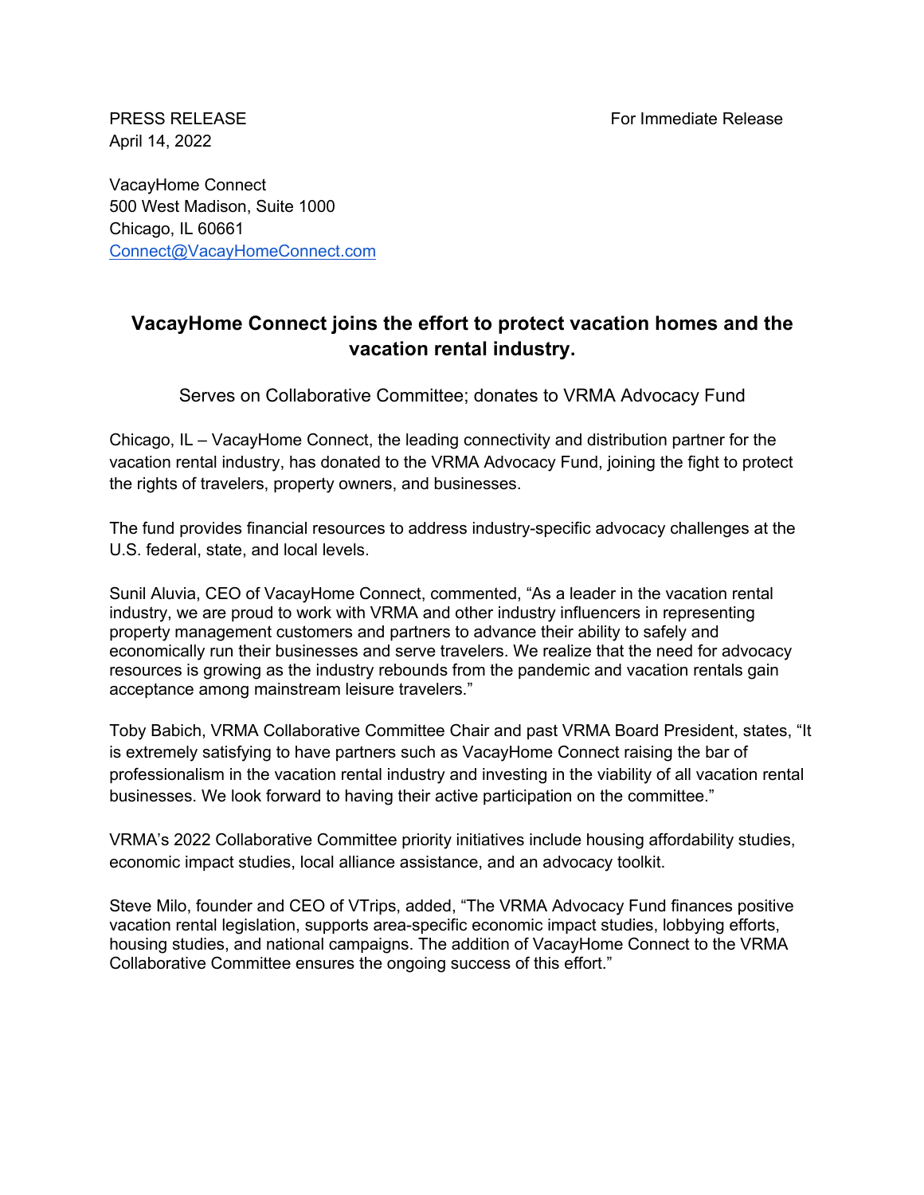PRESS RELEASE
April 14, 2022

For Immediate Release

VacayHome Connect
500 West Madison, Suite 1000
Chicago, IL 60661
Connect@VacayHomeConnect.com

## VacayHome Connect joins the effort to protect vacation homes and the vacation rental industry.

Serves on Collaborative Committee; donates to VRMA Advocacy Fund

Chicago, IL – VacayHome Connect, the leading connectivity and distribution partner for the vacation rental industry, has donated to the VRMA Advocacy Fund, joining the fight to protect the rights of travelers, property owners, and businesses.

The fund provides financial resources to address industry-specific advocacy challenges at the U.S. federal, state, and local levels.

Sunil Aluvia, CEO of VacayHome Connect, commented, "As a leader in the vacation rental industry, we are proud to work with VRMA and other industry influencers in representing property management customers and partners to advance their ability to safely and economically run their businesses and serve travelers. We realize that the need for advocacy resources is growing as the industry rebounds from the pandemic and vacation rentals gain acceptance among mainstream leisure travelers."

Toby Babich, VRMA Collaborative Committee Chair and past VRMA Board President, states, "It is extremely satisfying to have partners such as VacayHome Connect raising the bar of professionalism in the vacation rental industry and investing in the viability of all vacation rental businesses. We look forward to having their active participation on the committee."

VRMA's 2022 Collaborative Committee priority initiatives include housing affordability studies, economic impact studies, local alliance assistance, and an advocacy toolkit.

Steve Milo, founder and CEO of VTrips, added, "The VRMA Advocacy Fund finances positive vacation rental legislation, supports area-specific economic impact studies, lobbying efforts, housing studies, and national campaigns. The addition of VacayHome Connect to the VRMA Collaborative Committee ensures the ongoing success of this effort."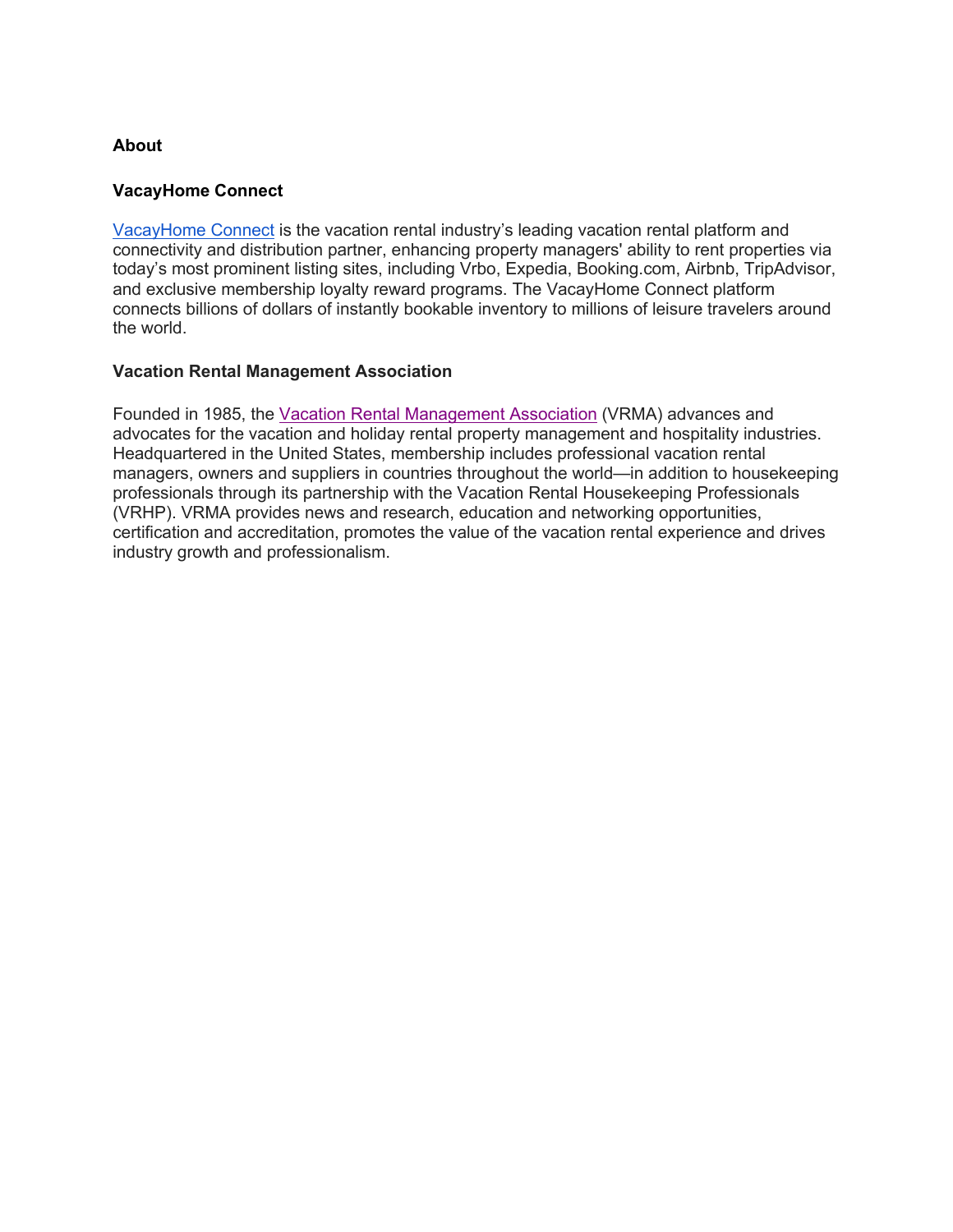## About

### VacayHome Connect

VacayHome Connect is the vacation rental industry's leading vacation rental platform and connectivity and distribution partner, enhancing property managers' ability to rent properties via today's most prominent listing sites, including Vrbo, Expedia, Booking.com, Airbnb, TripAdvisor, and exclusive membership loyalty reward programs. The VacayHome Connect platform connects billions of dollars of instantly bookable inventory to millions of leisure travelers around the world.

### Vacation Rental Management Association

Founded in 1985, the Vacation Rental Management Association (VRMA) advances and advocates for the vacation and holiday rental property management and hospitality industries. Headquartered in the United States, membership includes professional vacation rental managers, owners and suppliers in countries throughout the world—in addition to housekeeping professionals through its partnership with the Vacation Rental Housekeeping Professionals (VRHP). VRMA provides news and research, education and networking opportunities, certification and accreditation, promotes the value of the vacation rental experience and drives industry growth and professionalism.